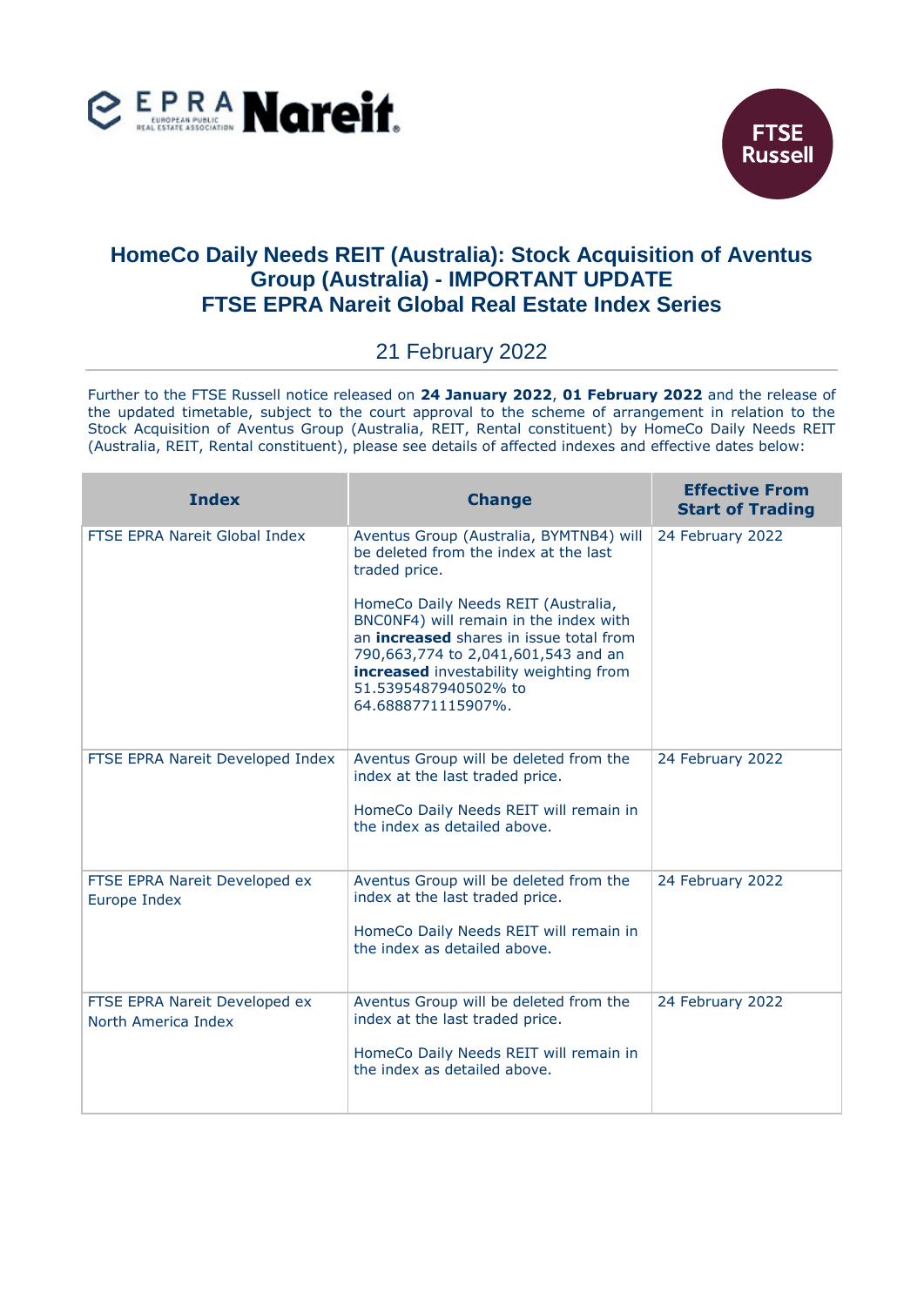# HomeCo Daily Needs REIT (Australia): Stock Acquisition of Aventus Group (Australia) - IMPORTANT UPDATE
# FTSE EPRA Nareit Global Real Estate Index Series

21 February 2022

Further to the FTSE Russell notice released on **24 January 2022**, **01 February 2022** and the release of the updated timetable, subject to the court approval to the scheme of arrangement in relation to the Stock Acquisition of Aventus Group (Australia, REIT, Rental constituent) by HomeCo Daily Needs REIT (Australia, REIT, Rental constituent), please see details of affected indexes and effective dates below:

| Index | Change | Effective From Start of Trading |
|---|---|---|
| FTSE EPRA Nareit Global Index | Aventus Group (Australia, BYMTNB4) will be deleted from the index at the last traded price.<br><br>HomeCo Daily Needs REIT (Australia, BNC0NF4) will remain in the index with an **increased** shares in issue total from 790,663,774 to 2,041,601,543 and an **increased** investability weighting from 51.5395487940502% to 64.6888771115907%. | 24 February 2022 |
| FTSE EPRA Nareit Developed Index | Aventus Group will be deleted from the index at the last traded price.<br><br>HomeCo Daily Needs REIT will remain in the index as detailed above. | 24 February 2022 |
| FTSE EPRA Nareit Developed ex Europe Index | Aventus Group will be deleted from the index at the last traded price.<br><br>HomeCo Daily Needs REIT will remain in the index as detailed above. | 24 February 2022 |
| FTSE EPRA Nareit Developed ex North America Index | Aventus Group will be deleted from the index at the last traded price.<br><br>HomeCo Daily Needs REIT will remain in the index as detailed above. | 24 February 2022 |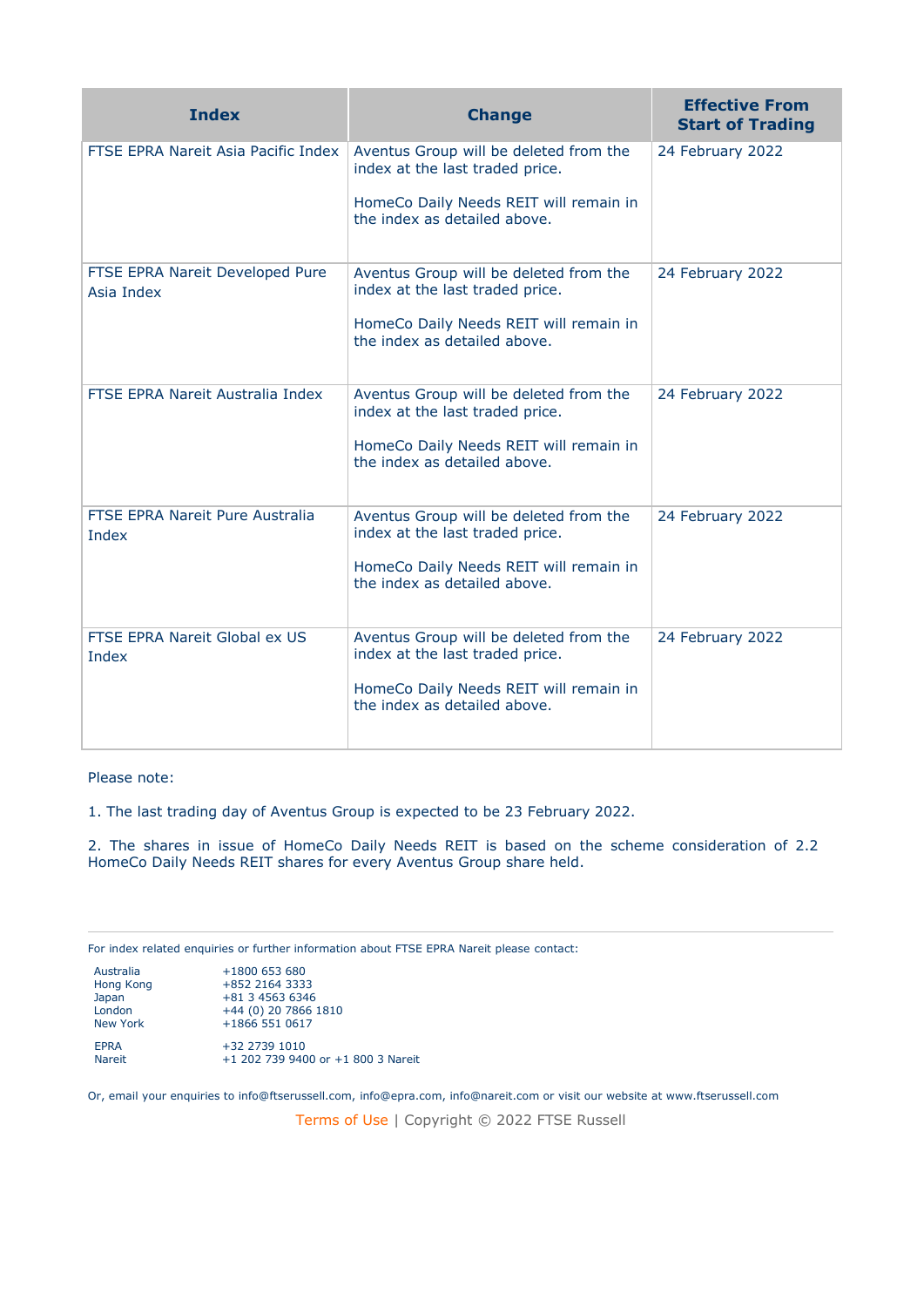| Index | Change | Effective From Start of Trading |
| --- | --- | --- |
| FTSE EPRA Nareit Asia Pacific Index | Aventus Group will be deleted from the index at the last traded price.<br><br>HomeCo Daily Needs REIT will remain in the index as detailed above. | 24 February 2022 |
| FTSE EPRA Nareit Developed Pure Asia Index | Aventus Group will be deleted from the index at the last traded price.<br><br>HomeCo Daily Needs REIT will remain in the index as detailed above. | 24 February 2022 |
| FTSE EPRA Nareit Australia Index | Aventus Group will be deleted from the index at the last traded price.<br><br>HomeCo Daily Needs REIT will remain in the index as detailed above. | 24 February 2022 |
| FTSE EPRA Nareit Pure Australia Index | Aventus Group will be deleted from the index at the last traded price.<br><br>HomeCo Daily Needs REIT will remain in the index as detailed above. | 24 February 2022 |
| FTSE EPRA Nareit Global ex US Index | Aventus Group will be deleted from the index at the last traded price.<br><br>HomeCo Daily Needs REIT will remain in the index as detailed above. | 24 February 2022 |

Please note:

1. The last trading day of Aventus Group is expected to be 23 February 2022.

2. The shares in issue of HomeCo Daily Needs REIT is based on the scheme consideration of 2.2 HomeCo Daily Needs REIT shares for every Aventus Group share held.

For index related enquiries or further information about FTSE EPRA Nareit please contact:

| | |
| --- | --- |
| Australia | +1800 653 680 |
| Hong Kong | +852 2164 3333 |
| Japan | +81 3 4563 6346 |
| London | +44 (0) 20 7866 1810 |
| New York | +1866 551 0617 |
| EPRA | +32 2739 1010 |
| Nareit | +1 202 739 9400 or +1 800 3 Nareit |

Or, email your enquiries to info@ftserussell.com, info@epra.com, info@nareit.com or visit our website at www.ftserussell.com

Terms of Use | Copyright © 2022 FTSE Russell